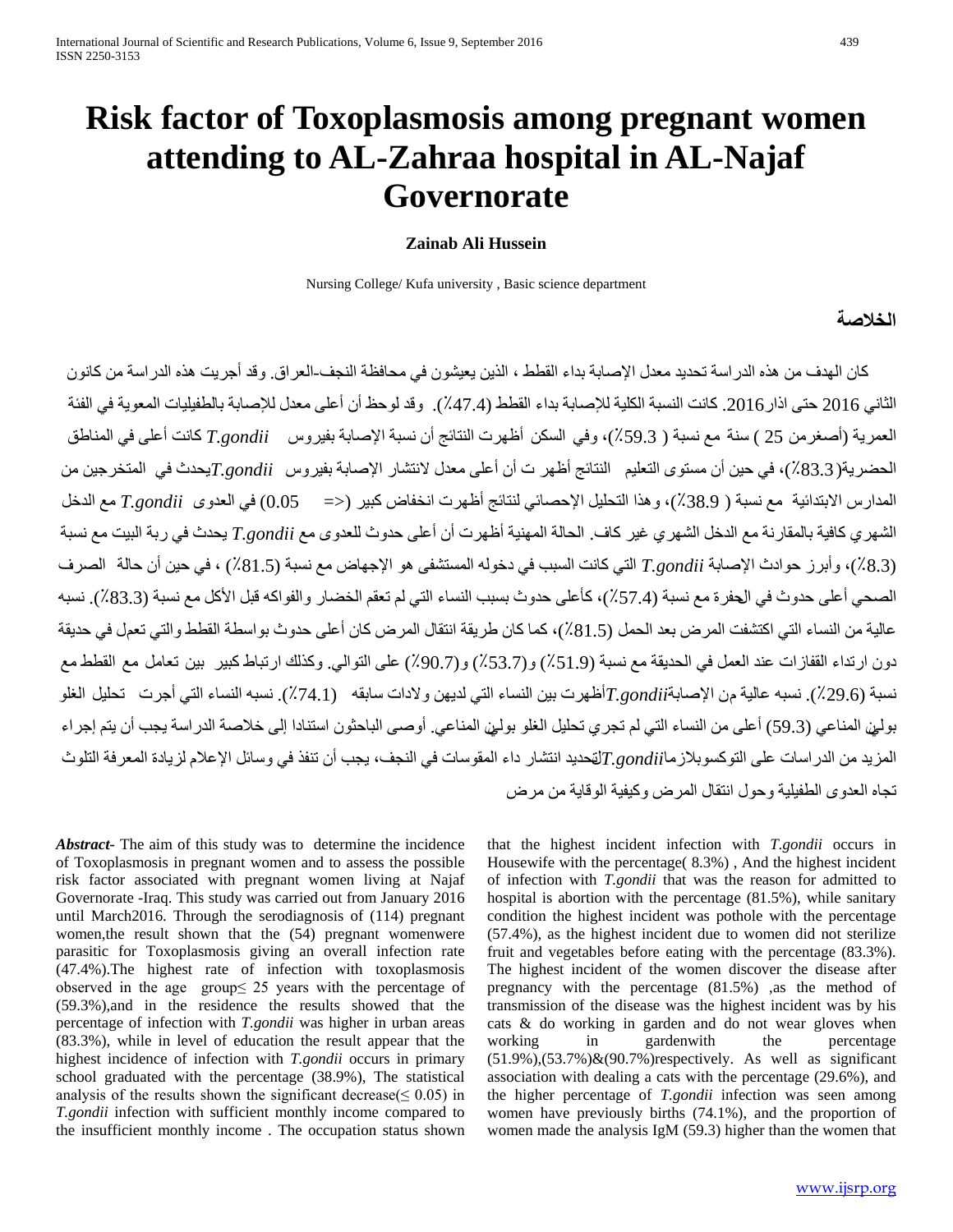# Risk factor of Toxoplasmosis among pregnant women attending to AL-Zahraa hospital in AL-Najaf Governorate

**Zainab Ali Hussein**

Nursing College/ Kufa university , Basic science department

## الخلاصة

كان الهدف من هذه الدراسة تحديد معدل الإصابة بداء القطط ، الذين يعيشون في محافظة النجف-العراق. وقد أجريت هذه الدراسة من كانون الثاني 2016 حتى اذار2016. كانت النسبة الكلية للإصابة بداء القطط (47.4٪). وقد لوحظ أن أعلى معدل للإصابة بالطفيليات المعوية في الفئة العمرية (أصغرمن 25 ) سنة مع نسبة ( 59.3٪)، وفي السكن أظهرت النتائج أن نسبة الإصابة بفيروس *T.gondii* كانت أعلى في المناطق الحضرية(83.3٪)، في حين أن مستوى التعليم النتائج أظهر ت أن أعلى معدل لانتشار الإصابة بفيروس *T.gondii* يحدث في المتخرجين من المدارس الابتدائية مع نسبة ( 38.9٪)، وهذا التحليل الإحصائي لنتائج أظهرت انخفاض كبير (<= 0.05) في العدوى *T.gondii* مع الدخل الشهري كافية بالمقارنة مع الدخل الشهري غير كاف. الحالة المهنية أظهرت أن أعلى حدوث للعدوى مع *T.gondii* يحدث في ربة البيت مع نسبة (8.3٪)، وأبرز حوادث الإصابة *T.gondii* التي كانت السبب في دخوله المستشفى هو الإجهاض مع نسبة (81.5٪) ، في حين أن حالة الصرف الصحي أعلى حدوث في الحفرة مع نسبة (57.4٪)، كأعلى حدوث بسبب النساء التي لم تعقم الخضار والفواكه قبل الأكل مع نسبة (83.3٪). نسبه عالية من النساء التي اكتشفت المرض بعد الحمل (81.5٪)، كما كان طريقة انتقال المرض كان أعلى حدوث بواسطة القطط والتي تعمل في حديقة دون ارتداء القفازات عند العمل في الحديقة مع نسبة (51.9٪) و(53.7٪) و(90.7٪) على التوالي. وكذلك ارتباط كبير بين تعامل مع القطط مع نسبة (29.6٪). نسبه عالية من الإصابة*T.gondii*أظهرت بين النساء التي لديهن ولادات سابقه (74.1٪). نسبه النساء التي أجرت تحليل الغلو بولين المناعي (59.3) أعلى من النساء التي لم تجري تحليل الغلو بولين المناعي. أوصى الباحثون استنادا إلى خلاصة الدراسة يجب إن يتم إجراء المزيد من الدراسات على التوكسوبلازما*T.gondii*لتحديد انتشار داء المقوسات في النجف، يجب أن تنفذ في وسائل الإعلام لزيادة المعرفة التلوث تجاه العدوى الطفيلية وحول انتقال المرض وكيفية الوقاية من مرض

***Abstract***- The aim of this study was to determine the incidence of Toxoplasmosis in pregnant women and to assess the possible risk factor associated with pregnant women living at Najaf Governorate -Iraq. This study was carried out from January 2016 until March2016. Through the serodiagnosis of (114) pregnant women,the result shown that the (54) pregnant womenwere parasitic for Toxoplasmosis giving an overall infection rate (47.4%).The highest rate of infection with toxoplasmosis observed in the age group$\leq$ 25 years with the percentage of (59.3%),and in the residence the results showed that the percentage of infection with *T.gondii* was higher in urban areas (83.3%), while in level of education the result appear that the highest incidence of infection with *T.gondii* occurs in primary school graduated with the percentage (38.9%), The statistical analysis of the results shown the significant decrease($\leq$ 0.05) in *T.gondii* infection with sufficient monthly income compared to the insufficient monthly income . The occupation status shown that the highest incident infection with *T.gondii* occurs in Housewife with the percentage( 8.3%) , And the highest incident of infection with *T.gondii* that was the reason for admitted to hospital is abortion with the percentage (81.5%), while sanitary condition the highest incident was pothole with the percentage (57.4%), as the highest incident due to women did not sterilize fruit and vegetables before eating with the percentage (83.3%). The highest incident of the women discover the disease after pregnancy with the percentage (81.5%) ,as the method of transmission of the disease was the highest incident was by his cats & do working in garden and do not wear gloves when working in gardenwith the percentage (51.9%),(53.7%)&(90.7%)respectively. As well as significant association with dealing a cats with the percentage (29.6%), and the higher percentage of *T.gondii* infection was seen among women have previously births (74.1%), and the proportion of women made the analysis IgM (59.3) higher than the women that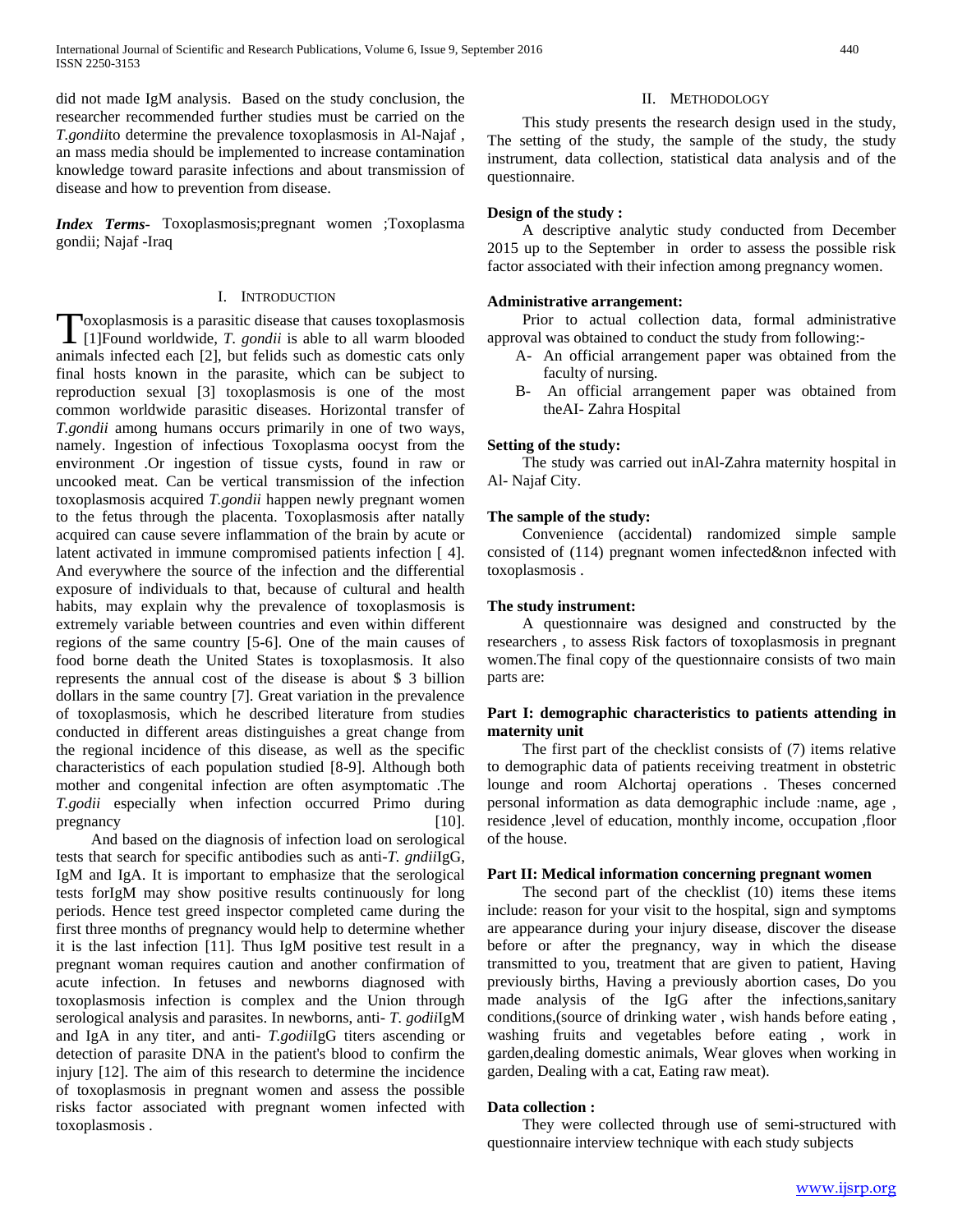did not made IgM analysis. Based on the study conclusion, the researcher recommended further studies must be carried on the *T.gondii*to determine the prevalence toxoplasmosis in Al-Najaf , an mass media should be implemented to increase contamination knowledge toward parasite infections and about transmission of disease and how to prevention from disease.

***Index Terms***- Toxoplasmosis;pregnant women ;Toxoplasma gondii; Najaf -Iraq

## I. Introduction

Toxoplasmosis is a parasitic disease that causes toxoplasmosis [1]Found worldwide, *T. gondii* is able to all warm blooded animals infected each [2], but felids such as domestic cats only final hosts known in the parasite, which can be subject to reproduction sexual [3] toxoplasmosis is one of the most common worldwide parasitic diseases. Horizontal transfer of *T.gondii* among humans occurs primarily in one of two ways, namely. Ingestion of infectious Toxoplasma oocyst from the environment .Or ingestion of tissue cysts, found in raw or uncooked meat. Can be vertical transmission of the infection toxoplasmosis acquired *T.gondii* happen newly pregnant women to the fetus through the placenta. Toxoplasmosis after natally acquired can cause severe inflammation of the brain by acute or latent activated in immune compromised patients infection [ 4]. And everywhere the source of the infection and the differential exposure of individuals to that, because of cultural and health habits, may explain why the prevalence of toxoplasmosis is extremely variable between countries and even within different regions of the same country [5-6]. One of the main causes of food borne death the United States is toxoplasmosis. It also represents the annual cost of the disease is about $ 3 billion dollars in the same country [7]. Great variation in the prevalence of toxoplasmosis, which he described literature from studies conducted in different areas distinguishes a great change from the regional incidence of this disease, as well as the specific characteristics of each population studied [8-9]. Although both mother and congenital infection are often asymptomatic .The *T.godii* especially when infection occurred Primo during pregnancy [10].

And based on the diagnosis of infection load on serological tests that search for specific antibodies such as anti-*T. gndii*IgG, IgM and IgA. It is important to emphasize that the serological tests forIgM may show positive results continuously for long periods. Hence test greed inspector completed came during the first three months of pregnancy would help to determine whether it is the last infection [11]. Thus IgM positive test result in a pregnant woman requires caution and another confirmation of acute infection. In fetuses and newborns diagnosed with toxoplasmosis infection is complex and the Union through serological analysis and parasites. In newborns, anti- *T. godii*IgM and IgA in any titer, and anti- *T.godii*IgG titers ascending or detection of parasite DNA in the patient's blood to confirm the injury [12]. The aim of this research to determine the incidence of toxoplasmosis in pregnant women and assess the possible risks factor associated with pregnant women infected with toxoplasmosis .

## II. Methodology

This study presents the research design used in the study, The setting of the study, the sample of the study, the study instrument, data collection, statistical data analysis and of the questionnaire.

**Design of the study :**

A descriptive analytic study conducted from December 2015 up to the September in order to assess the possible risk factor associated with their infection among pregnancy women.

**Administrative arrangement:**

Prior to actual collection data, formal administrative approval was obtained to conduct the study from following:-

A- An official arrangement paper was obtained from the faculty of nursing.

B- An official arrangement paper was obtained from theAI- Zahra Hospital

**Setting of the study:**

The study was carried out inAl-Zahra maternity hospital in Al- Najaf City.

**The sample of the study:**

Convenience (accidental) randomized simple sample consisted of (114) pregnant women infected&non infected with toxoplasmosis .

**The study instrument:**

A questionnaire was designed and constructed by the researchers , to assess Risk factors of toxoplasmosis in pregnant women.The final copy of the questionnaire consists of two main parts are:

**Part I: demographic characteristics to patients attending in maternity unit**

The first part of the checklist consists of (7) items relative to demographic data of patients receiving treatment in obstetric lounge and room Alchortaj operations . Theses concerned personal information as data demographic include :name, age , residence ,level of education, monthly income, occupation ,floor of the house.

**Part II: Medical information concerning pregnant women**

The second part of the checklist (10) items these items include: reason for your visit to the hospital, sign and symptoms are appearance during your injury disease, discover the disease before or after the pregnancy, way in which the disease transmitted to you, treatment that are given to patient, Having previously births, Having a previously abortion cases, Do you made analysis of the IgG after the infections,sanitary conditions,(source of drinking water , wish hands before eating , washing fruits and vegetables before eating , work in garden,dealing domestic animals, Wear gloves when working in garden, Dealing with a cat, Eating raw meat).

**Data collection :**

They were collected through use of semi-structured with questionnaire interview technique with each study subjects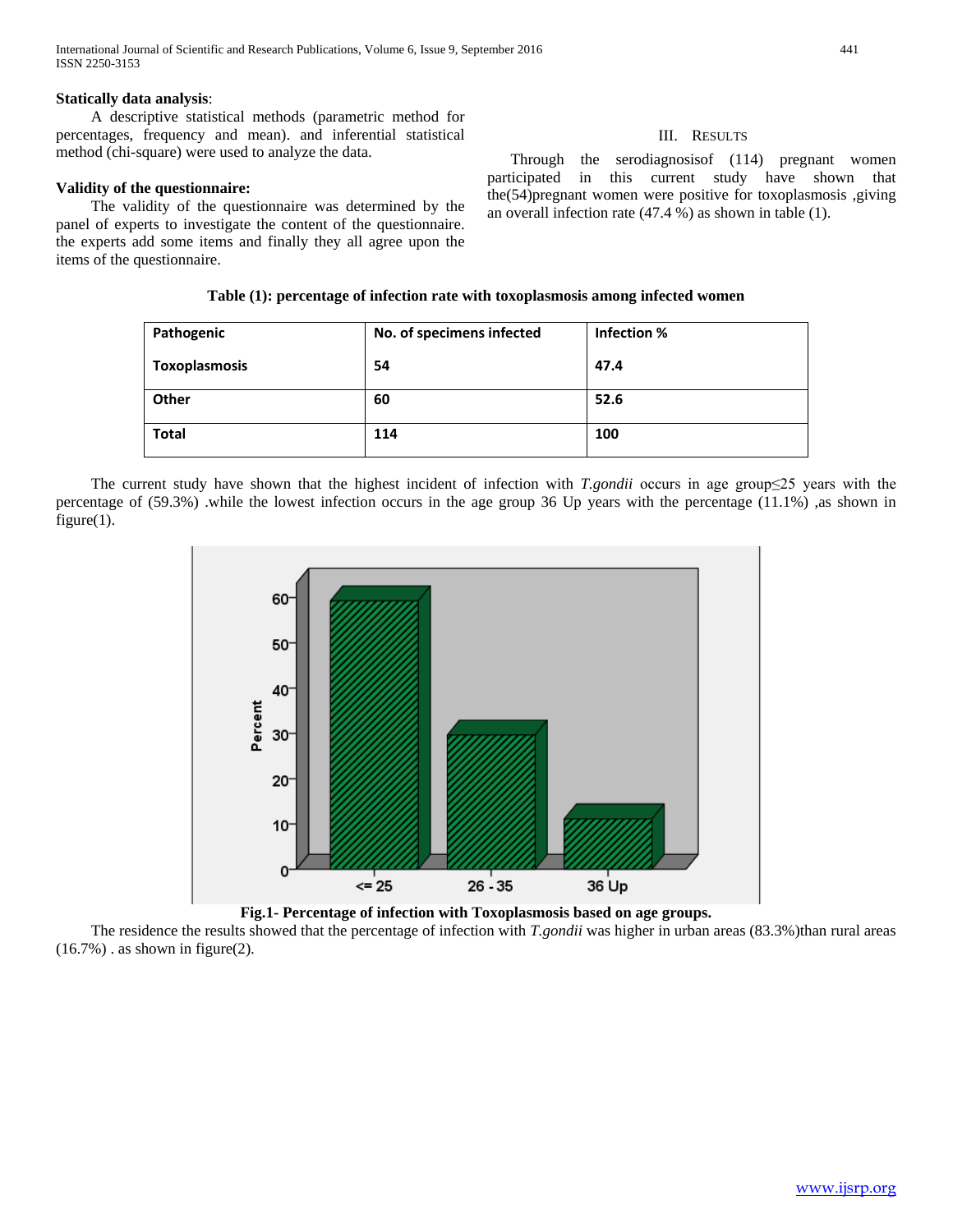**Statically data analysis**:

A descriptive statistical methods (parametric method for percentages, frequency and mean). and inferential statistical method (chi-square) were used to analyze the data.

**Validity of the questionnaire:**

The validity of the questionnaire was determined by the panel of experts to investigate the content of the questionnaire. the experts add some items and finally they all agree upon the items of the questionnaire.

## III. Results

Through the serodiagnosisof (114) pregnant women participated in this current study have shown that the(54)pregnant women were positive for toxoplasmosis ,giving an overall infection rate (47.4 %) as shown in table (1).

**Table (1): percentage of infection rate with toxoplasmosis among infected women**

| Pathogenic | No. of specimens infected | Infection % |
|---|---|---|
| Toxoplasmosis | 54 | 47.4 |
| Other | 60 | 52.6 |
| Total | 114 | 100 |

The current study have shown that the highest incident of infection with *T.gondii* occurs in age group≤25 years with the percentage of (59.3%) .while the lowest infection occurs in the age group 36 Up years with the percentage (11.1%) ,as shown in figure(1).

**Fig.1- Percentage of infection with Toxoplasmosis based on age groups.**

The residence the results showed that the percentage of infection with *T.gondii* was higher in urban areas (83.3%)than rural areas (16.7%) . as shown in figure(2).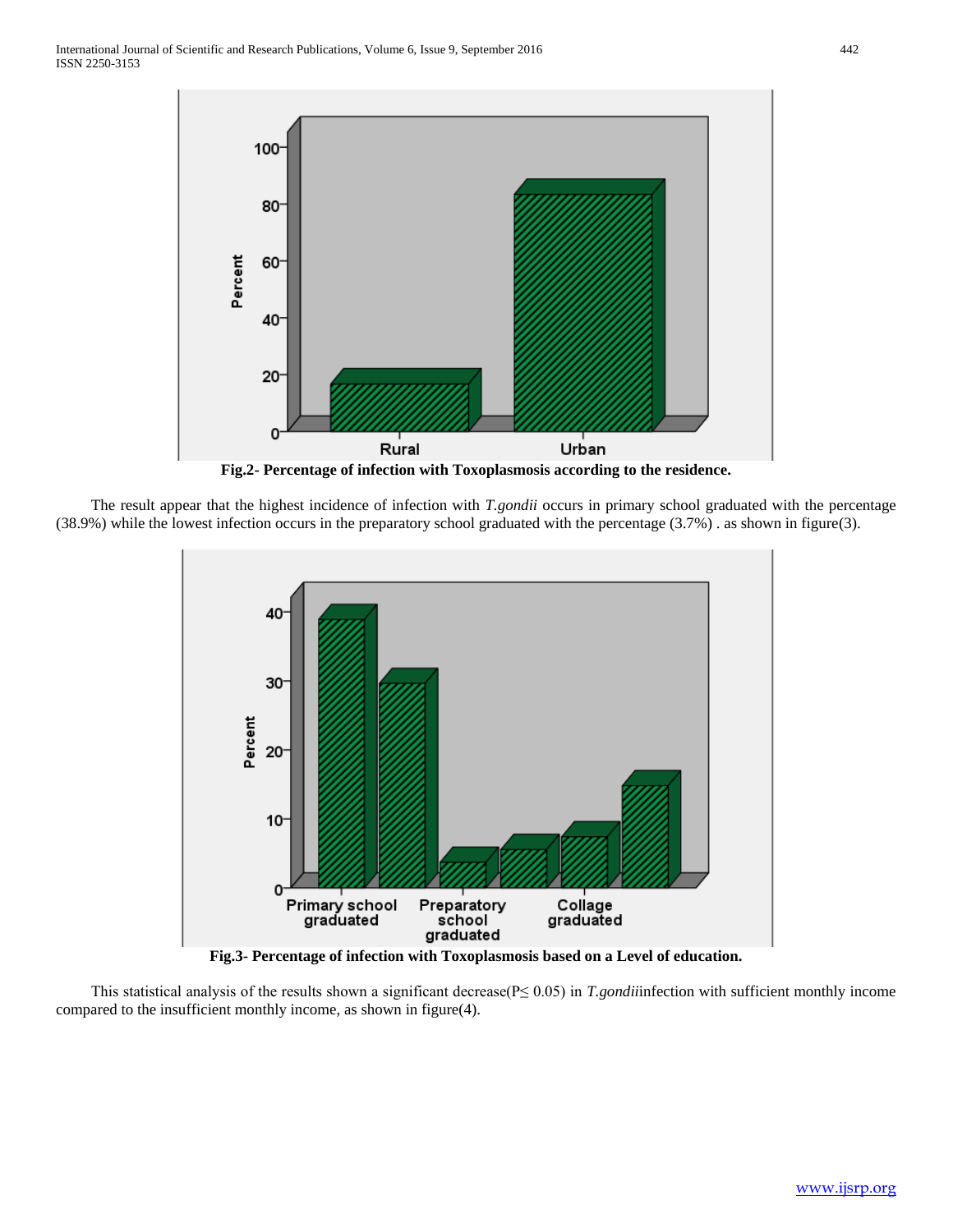Fig.2- Percentage of infection with Toxoplasmosis according to the residence.

The result appear that the highest incidence of infection with *T.gondii* occurs in primary school graduated with the percentage (38.9%) while the lowest infection occurs in the preparatory school graduated with the percentage (3.7%) . as shown in figure(3).

Fig.3- Percentage of infection with Toxoplasmosis based on a Level of education.

This statistical analysis of the results shown a significant decrease($P \leq 0.05$) in *T.gondii*infection with sufficient monthly income compared to the insufficient monthly income, as shown in figure(4).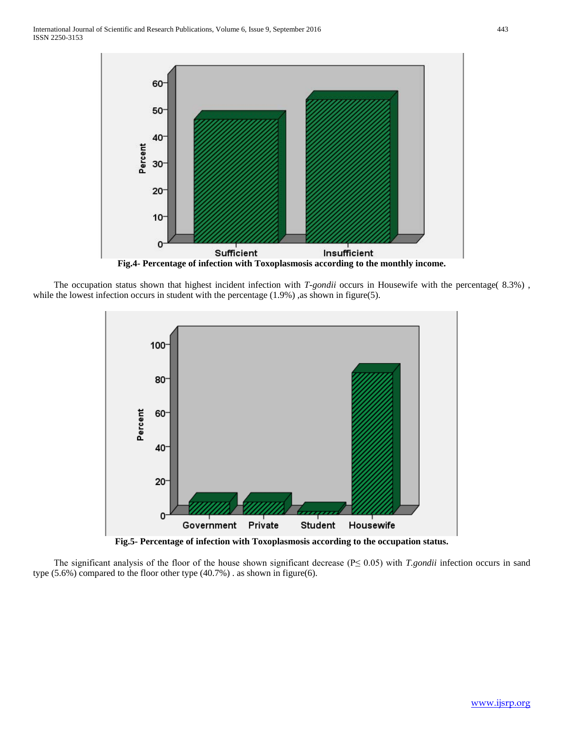Fig.4- Percentage of infection with Toxoplasmosis according to the monthly income.

The occupation status shown that highest incident infection with *T-gondii* occurs in Housewife with the percentage( 8.3%) , while the lowest infection occurs in student with the percentage (1.9%) ,as shown in figure(5).

Fig.5- Percentage of infection with Toxoplasmosis according to the occupation status.

The significant analysis of the floor of the house shown significant decrease ($P \leq 0.05$) with *T.gondii* infection occurs in sand type (5.6%) compared to the floor other type (40.7%) . as shown in figure(6).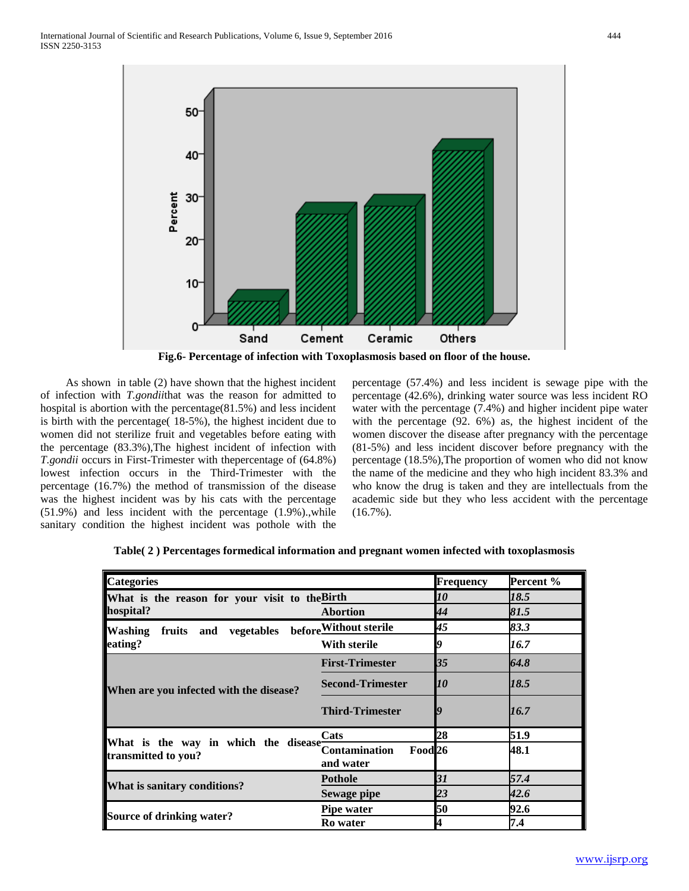Fig.6- Percentage of infection with Toxoplasmosis based on floor of the house.

As shown in table (2) have shown that the highest incident of infection with *T.gondii*that was the reason for admitted to hospital is abortion with the percentage(81.5%) and less incident is birth with the percentage( 18-5%), the highest incident due to women did not sterilize fruit and vegetables before eating with the percentage (83.3%),The highest incident of infection with *T.gondii* occurs in First-Trimester with thepercentage of (64.8%) lowest infection occurs in the Third-Trimester with the percentage (16.7%) the method of transmission of the disease was the highest incident was by his cats with the percentage (51.9%) and less incident with the percentage (1.9%).,while sanitary condition the highest incident was pothole with the percentage (57.4%) and less incident is sewage pipe with the percentage (42.6%), drinking water source was less incident RO water with the percentage (7.4%) and higher incident pipe water with the percentage (92. 6%) as, the highest incident of the women discover the disease after pregnancy with the percentage (81-5%) and less incident discover before pregnancy with the percentage (18.5%),The proportion of women who did not know the name of the medicine and they who high incident 83.3% and who know the drug is taken and they are intellectuals from the academic side but they who less accident with the percentage (16.7%).

**Table( 2 ) Percentages formedical information and pregnant women infected with toxoplasmosis**

| Categories | | Frequency | Percent % |
|---|---|---|---|
| What is the reason for your visit to the hospital? | Birth | *10* | *18.5* |
| | Abortion | *44* | *81.5* |
| Washing fruits and vegetables before eating? | Without sterile | *45* | *83.3* |
| | With sterile | *9* | *16.7* |
| When are you infected with the disease? | First-Trimester | *35* | *64.8* |
| | Second-Trimester | *10* | *18.5* |
| | Third-Trimester | *9* | *16.7* |
| What is the way in which the disease transmitted to you? | Cats | 28 | 51.9 |
| | Contamination Food and water | 26 | 48.1 |
| What is sanitary conditions? | Pothole | *31* | *57.4* |
| | Sewage pipe | *23* | *42.6* |
| Source of drinking water? | Pipe water | 50 | 92.6 |
| | Ro water | 4 | 7.4 |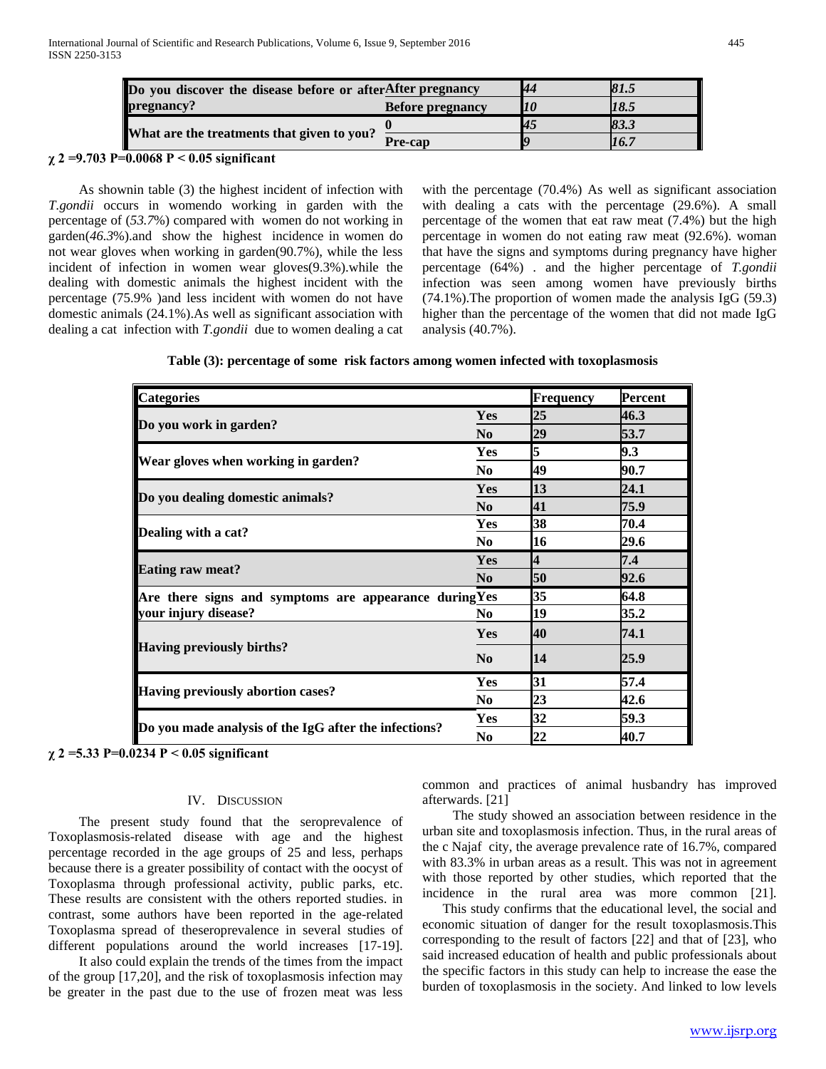| | | | |
|---|---|---|---|
| Do you discover the disease before or after pregnancy? | After pregnancy | *44* | *81.5* |
| | Before pregnancy | *10* | *18.5* |
| What are the treatments that given to you? | 0 | *45* | *83.3* |
| | Pre-cap | *9* | *16.7* |

**$\chi^2$ =9.703 P=0.0068 $P < 0.05$ significant**

As shownin table (3) the highest incident of infection with *T.gondii* occurs in womendo working in garden with the percentage of (*53.7*%) compared with women do not working in garden(*46.3*%).and show the highest incidence in women do not wear gloves when working in garden(90.7%), while the less incident of infection in women wear gloves(9.3%).while the dealing with domestic animals the highest incident with the percentage (75.9% )and less incident with women do not have domestic animals (24.1%).As well as significant association with dealing a cat infection with *T.gondii* due to women dealing a cat with the percentage (70.4%) As well as significant association with dealing a cats with the percentage (29.6%). A small percentage of the women that eat raw meat (7.4%) but the high percentage in women do not eating raw meat (92.6%). woman that have the signs and symptoms during pregnancy have higher percentage (64%) . and the higher percentage of *T.gondii* infection was seen among women have previously births (74.1%).The proportion of women made the analysis IgG (59.3) higher than the percentage of the women that did not made IgG analysis (40.7%).

**Table (3): percentage of some risk factors among women infected with toxoplasmosis**

| Categories | | Frequency | Percent |
|---|---|---|---|
| Do you work in garden? | Yes | 25 | 46.3 |
| | No | 29 | 53.7 |
| Wear gloves when working in garden? | Yes | 5 | 9.3 |
| | No | 49 | 90.7 |
| Do you dealing domestic animals? | Yes | 13 | 24.1 |
| | No | 41 | 75.9 |
| Dealing with a cat? | Yes | 38 | 70.4 |
| | No | 16 | 29.6 |
| Eating raw meat? | Yes | 4 | 7.4 |
| | No | 50 | 92.6 |
| Are there signs and symptoms are appearance during your injury disease? | Yes | 35 | 64.8 |
| | No | 19 | 35.2 |
| Having previously births? | Yes | 40 | 74.1 |
| | No | 14 | 25.9 |
| Having previously abortion cases? | Yes | 31 | 57.4 |
| | No | 23 | 42.6 |
| Do you made analysis of the IgG after the infections? | Yes | 32 | 59.3 |
| | No | 22 | 40.7 |

**$\chi^2$ =5.33 P=0.0234 $P < 0.05$ significant**

## IV. Discussion

The present study found that the seroprevalence of Toxoplasmosis-related disease with age and the highest percentage recorded in the age groups of 25 and less, perhaps because there is a greater possibility of contact with the oocyst of Toxoplasma through professional activity, public parks, etc. These results are consistent with the others reported studies. in contrast, some authors have been reported in the age-related Toxoplasma spread of theseroprevalence in several studies of different populations around the world increases [17-19].

It also could explain the trends of the times from the impact of the group [17,20], and the risk of toxoplasmosis infection may be greater in the past due to the use of frozen meat was less common and practices of animal husbandry has improved afterwards. [21]

The study showed an association between residence in the urban site and toxoplasmosis infection. Thus, in the rural areas of the c Najaf city, the average prevalence rate of 16.7%, compared with 83.3% in urban areas as a result. This was not in agreement with those reported by other studies, which reported that the incidence in the rural area was more common [21].

This study confirms that the educational level, the social and economic situation of danger for the result toxoplasmosis.This corresponding to the result of factors [22] and that of [23], who said increased education of health and public professionals about the specific factors in this study can help to increase the ease the burden of toxoplasmosis in the society. And linked to low levels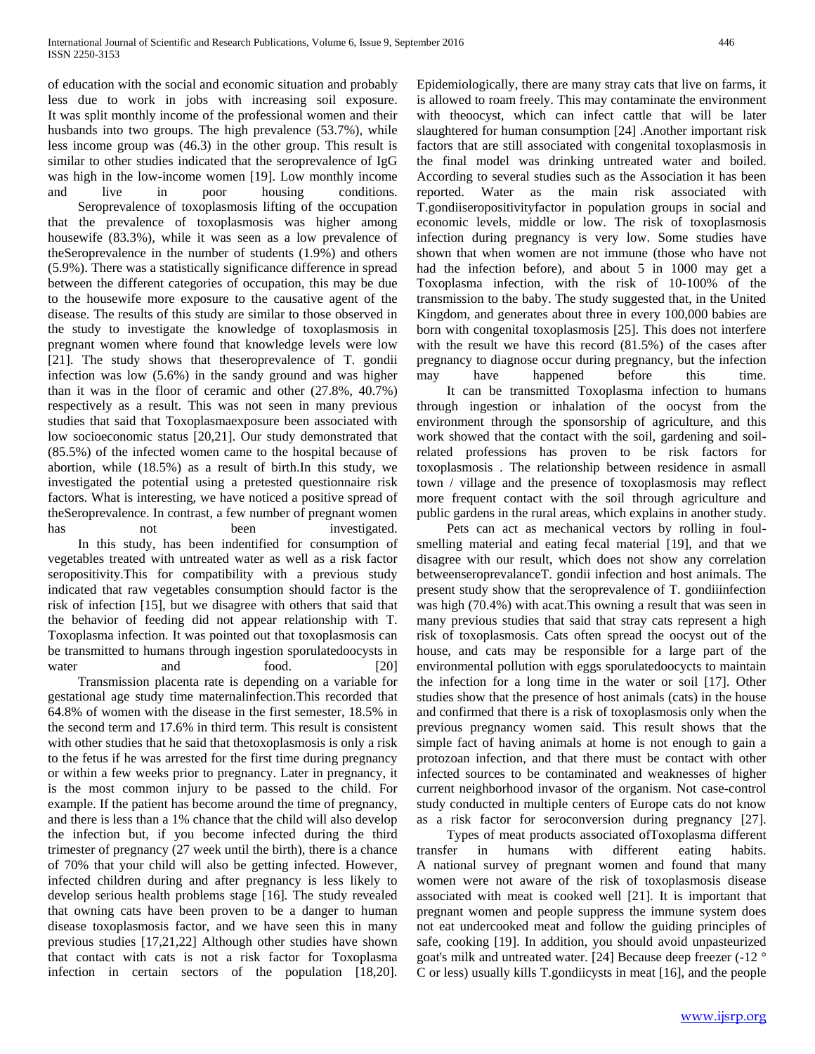of education with the social and economic situation and probably less due to work in jobs with increasing soil exposure. It was split monthly income of the professional women and their husbands into two groups. The high prevalence (53.7%), while less income group was (46.3) in the other group. This result is similar to other studies indicated that the seroprevalence of IgG was high in the low-income women [19]. Low monthly income and live in poor housing conditions.

Seroprevalence of toxoplasmosis lifting of the occupation that the prevalence of toxoplasmosis was higher among housewife (83.3%), while it was seen as a low prevalence of theSeroprevalence in the number of students (1.9%) and others (5.9%). There was a statistically significance difference in spread between the different categories of occupation, this may be due to the housewife more exposure to the causative agent of the disease. The results of this study are similar to those observed in the study to investigate the knowledge of toxoplasmosis in pregnant women where found that knowledge levels were low [21]. The study shows that theseroprevalence of T. gondii infection was low (5.6%) in the sandy ground and was higher than it was in the floor of ceramic and other (27.8%, 40.7%) respectively as a result. This was not seen in many previous studies that said that Toxoplasmaexposure been associated with low socioeconomic status [20,21]. Our study demonstrated that (85.5%) of the infected women came to the hospital because of abortion, while (18.5%) as a result of birth.In this study, we investigated the potential using a pretested questionnaire risk factors. What is interesting, we have noticed a positive spread of theSeroprevalence. In contrast, a few number of pregnant women has not been investigated.

In this study, has been indentified for consumption of vegetables treated with untreated water as well as a risk factor seropositivity.This for compatibility with a previous study indicated that raw vegetables consumption should factor is the risk of infection [15], but we disagree with others that said that the behavior of feeding did not appear relationship with T. Toxoplasma infection. It was pointed out that toxoplasmosis can be transmitted to humans through ingestion sporulatedoocysts in water and food. [20]

Transmission placenta rate is depending on a variable for gestational age study time maternalinfection.This recorded that 64.8% of women with the disease in the first semester, 18.5% in the second term and 17.6% in third term. This result is consistent with other studies that he said that thetoxoplasmosis is only a risk to the fetus if he was arrested for the first time during pregnancy or within a few weeks prior to pregnancy. Later in pregnancy, it is the most common injury to be passed to the child. For example. If the patient has become around the time of pregnancy, and there is less than a 1% chance that the child will also develop the infection but, if you become infected during the third trimester of pregnancy (27 week until the birth), there is a chance of 70% that your child will also be getting infected. However, infected children during and after pregnancy is less likely to develop serious health problems stage [16]. The study revealed that owning cats have been proven to be a danger to human disease toxoplasmosis factor, and we have seen this in many previous studies [17,21,22] Although other studies have shown that contact with cats is not a risk factor for Toxoplasma infection in certain sectors of the population [18,20]. Epidemiologically, there are many stray cats that live on farms, it is allowed to roam freely. This may contaminate the environment with theoocyst, which can infect cattle that will be later slaughtered for human consumption [24] .Another important risk factors that are still associated with congenital toxoplasmosis in the final model was drinking untreated water and boiled. According to several studies such as the Association it has been reported. Water as the main risk associated with T.gondiiseropositivityfactor in population groups in social and economic levels, middle or low. The risk of toxoplasmosis infection during pregnancy is very low. Some studies have shown that when women are not immune (those who have not had the infection before), and about 5 in 1000 may get a Toxoplasma infection, with the risk of 10-100% of the transmission to the baby. The study suggested that, in the United Kingdom, and generates about three in every 100,000 babies are born with congenital toxoplasmosis [25]. This does not interfere with the result we have this record (81.5%) of the cases after pregnancy to diagnose occur during pregnancy, but the infection may have happened before this time.

It can be transmitted Toxoplasma infection to humans through ingestion or inhalation of the oocyst from the environment through the sponsorship of agriculture, and this work showed that the contact with the soil, gardening and soil-related professions has proven to be risk factors for toxoplasmosis . The relationship between residence in asmall town / village and the presence of toxoplasmosis may reflect more frequent contact with the soil through agriculture and public gardens in the rural areas, which explains in another study.

Pets can act as mechanical vectors by rolling in foul-smelling material and eating fecal material [19], and that we disagree with our result, which does not show any correlation betweenseroprevalanceT. gondii infection and host animals. The present study show that the seroprevalence of T. gondiiinfection was high (70.4%) with acat.This owning a result that was seen in many previous studies that said that stray cats represent a high risk of toxoplasmosis. Cats often spread the oocyst out of the house, and cats may be responsible for a large part of the environmental pollution with eggs sporulatedoocycts to maintain the infection for a long time in the water or soil [17]. Other studies show that the presence of host animals (cats) in the house and confirmed that there is a risk of toxoplasmosis only when the previous pregnancy women said. This result shows that the simple fact of having animals at home is not enough to gain a protozoan infection, and that there must be contact with other infected sources to be contaminated and weaknesses of higher current neighborhood invasor of the organism. Not case-control study conducted in multiple centers of Europe cats do not know as a risk factor for seroconversion during pregnancy [27].

Types of meat products associated ofToxoplasma different transfer in humans with different eating habits. A national survey of pregnant women and found that many women were not aware of the risk of toxoplasmosis disease associated with meat is cooked well [21]. It is important that pregnant women and people suppress the immune system does not eat undercooked meat and follow the guiding principles of safe, cooking [19]. In addition, you should avoid unpasteurized goat's milk and untreated water. [24] Because deep freezer (-12 ° C or less) usually kills T.gondiicysts in meat [16], and the people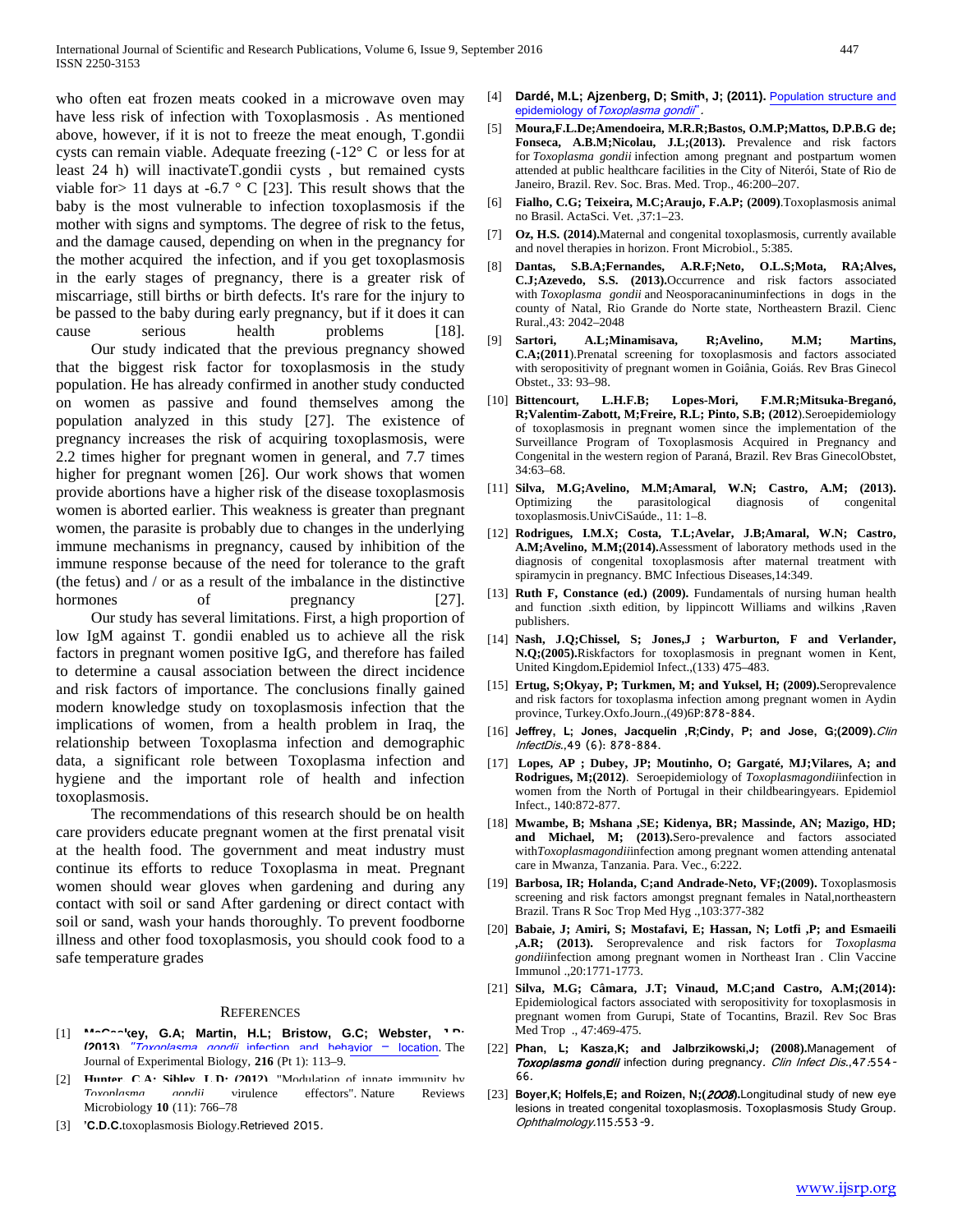who often eat frozen meats cooked in a microwave oven may have less risk of infection with Toxoplasmosis . As mentioned above, however, if it is not to freeze the meat enough, T.gondii cysts can remain viable. Adequate freezing (-12° C or less for at least 24 h) will inactivateT.gondii cysts , but remained cysts viable for> 11 days at -6.7 ° C [23]. This result shows that the baby is the most vulnerable to infection toxoplasmosis if the mother with signs and symptoms. The degree of risk to the fetus, and the damage caused, depending on when in the pregnancy for the mother acquired the infection, and if you get toxoplasmosis in the early stages of pregnancy, there is a greater risk of miscarriage, still births or birth defects. It's rare for the injury to be passed to the baby during early pregnancy, but if it does it can cause serious health problems [18].

Our study indicated that the previous pregnancy showed that the biggest risk factor for toxoplasmosis in the study population. He has already confirmed in another study conducted on women as passive and found themselves among the population analyzed in this study [27]. The existence of pregnancy increases the risk of acquiring toxoplasmosis, were 2.2 times higher for pregnant women in general, and 7.7 times higher for pregnant women [26]. Our work shows that women provide abortions have a higher risk of the disease toxoplasmosis women is aborted earlier. This weakness is greater than pregnant women, the parasite is probably due to changes in the underlying immune mechanisms in pregnancy, caused by inhibition of the immune response because of the need for tolerance to the graft (the fetus) and / or as a result of the imbalance in the distinctive hormones of pregnancy [27].

Our study has several limitations. First, a high proportion of low IgM against T. gondii enabled us to achieve all the risk factors in pregnant women positive IgG, and therefore has failed to determine a causal association between the direct incidence and risk factors of importance. The conclusions finally gained modern knowledge study on toxoplasmosis infection that the implications of women, from a health problem in Iraq, the relationship between Toxoplasma infection and demographic data, a significant role between Toxoplasma infection and hygiene and the important role of health and infection toxoplasmosis.

The recommendations of this research should be on health care providers educate pregnant women at the first prenatal visit at the health food. The government and meat industry must continue its efforts to reduce Toxoplasma in meat. Pregnant women should wear gloves when gardening and during any contact with soil or sand After gardening or direct contact with soil or sand, wash your hands thoroughly. To prevent foodborne illness and other food toxoplasmosis, you should cook food to a safe temperature grades

## REFERENCES

[1] **McConkey, G.A; Martin, H.L; Bristow, G.C; Webster, J.P; (2013).** *"Toxoplasma gondii* infection and behavior – location. The Journal of Experimental Biology, **216** (Pt 1): 113–9.

[2] **Hunter, C.A; Sibley, L.D; (2012).** "Modulation of innate immunity by *Toxoplasma gondii* virulence effectors". Nature Reviews Microbiology **10** (11): 766–78

[3] **'C.D.C.**toxoplasmosis Biology.Retrieved 2015.

[4] **Dardé, M.L; Ajzenberg, D; Smith, J; (2011).** Population structure and epidemiology of *Toxoplasma gondii*".

[5] **Moura,F.L.De;Amendoeira, M.R.R;Bastos, O.M.P;Mattos, D.P.B.G de; Fonseca, A.B.M;Nicolau, J.L;(2013).** Prevalence and risk factors for *Toxoplasma gondii* infection among pregnant and postpartum women attended at public healthcare facilities in the City of Niterói, State of Rio de Janeiro, Brazil. Rev. Soc. Bras. Med. Trop., 46:200–207.

[6] **Fialho, C.G; Teixeira, M.C;Araujo, F.A.P; (2009)**.Toxoplasmosis animal no Brasil. ActaSci. Vet. ,37:1–23.

[7] **Oz, H.S. (2014).**Maternal and congenital toxoplasmosis, currently available and novel therapies in horizon. Front Microbiol., 5:385.

[8] **Dantas, S.B.A;Fernandes, A.R.F;Neto, O.L.S;Mota, RA;Alves, C.J;Azevedo, S.S. (2013).**Occurrence and risk factors associated with *Toxoplasma gondii* and Neosporacaninuminfections in dogs in the county of Natal, Rio Grande do Norte state, Northeastern Brazil. Cienc Rural.,43: 2042–2048

[9] **Sartori, A.L;Minamisava, R;Avelino, M.M; Martins, C.A;(2011**).Prenatal screening for toxoplasmosis and factors associated with seropositivity of pregnant women in Goiânia, Goiás. Rev Bras Ginecol Obstet., 33: 93–98.

[10] **Bittencourt, L.H.F.B; Lopes-Mori, F.M.R;Mitsuka-Breganó, R;Valentim-Zabott, M;Freire, R.L; Pinto, S.B; (2012**).Seroepidemiology of toxoplasmosis in pregnant women since the implementation of the Surveillance Program of Toxoplasmosis Acquired in Pregnancy and Congenital in the western region of Paraná, Brazil. Rev Bras GinecolObstet, 34:63–68.

[11] **Silva, M.G;Avelino, M.M;Amaral, W.N; Castro, A.M; (2013).** Optimizing the parasitological diagnosis of congenital toxoplasmosis.UnivCiSaúde., 11: 1–8.

[12] **Rodrigues, I.M.X; Costa, T.L;Avelar, J.B;Amaral, W.N; Castro, A.M;Avelino, M.M;(2014).**Assessment of laboratory methods used in the diagnosis of congenital toxoplasmosis after maternal treatment with spiramycin in pregnancy. BMC Infectious Diseases,14:349.

[13] **Ruth F, Constance (ed.) (2009).** Fundamentals of nursing human health and function .sixth edition, by lippincott Williams and wilkins ,Raven publishers.

[14] **Nash, J.Q;Chissel, S; Jones,J ; Warburton, F and Verlander, N.Q;(2005).**Riskfactors for toxoplasmosis in pregnant women in Kent, United Kingdom**.**Epidemiol Infect.,(133) 475–483.

[15] **Ertug, S;Okyay, P; Turkmen, M; and Yuksel, H; (2009).**Seroprevalence and risk factors for toxoplasma infection among pregnant women in Aydin province, Turkey.Oxfo.Journ.,(49)6P:878-884.

[16] **Jeffrey, L; Jones, Jacquelin ,R;Cindy, P; and Jose, G;(2009).***Clin InfectDis.*,49 (6): 878-884.

[17] **Lopes, AP ; Dubey, JP; Moutinho, O; Gargaté, MJ;Vilares, A; and Rodrigues, M;(2012)**. Seroepidemiology of *Toxoplasmagondii*infection in women from the North of Portugal in their childbearingyears. Epidemiol Infect., 140:872-877.

[18] **Mwambe, B; Mshana ,SE; Kidenya, BR; Massinde, AN; Mazigo, HD; and Michael, M; (2013).**Sero-prevalence and factors associated with*Toxoplasmagondii*infection among pregnant women attending antenatal care in Mwanza, Tanzania. Para. Vec., 6:222.

[19] **Barbosa, IR; Holanda, C;and Andrade-Neto, VF;(2009).** Toxoplasmosis screening and risk factors amongst pregnant females in Natal,northeastern Brazil. Trans R Soc Trop Med Hyg .,103:377-382

[20] **Babaie, J; Amiri, S; Mostafavi, E; Hassan, N; Lotfi ,P; and Esmaeili ,A.R; (2013).** Seroprevalence and risk factors for *Toxoplasma gondii*infection among pregnant women in Northeast Iran . Clin Vaccine Immunol .,20:1771-1773.

[21] **Silva, M.G; Câmara, J.T; Vinaud, M.C;and Castro, A.M;(2014):** Epidemiological factors associated with seropositivity for toxoplasmosis in pregnant women from Gurupi, State of Tocantins, Brazil. Rev Soc Bras Med Trop ., 47:469-475.

[22] **Phan, L; Kasza,K; and Jalbrzikowski,J; (2008).**Management of ***Toxoplasma gondii*** infection during pregnancy. *Clin Infect Dis.*,47:554-66.

[23] **Boyer,K; Holfels,E; and Roizen, N;(*2008*).**Longitudinal study of new eye lesions in treated congenital toxoplasmosis. Toxoplasmosis Study Group. *Ophthalmology.*115:553-9.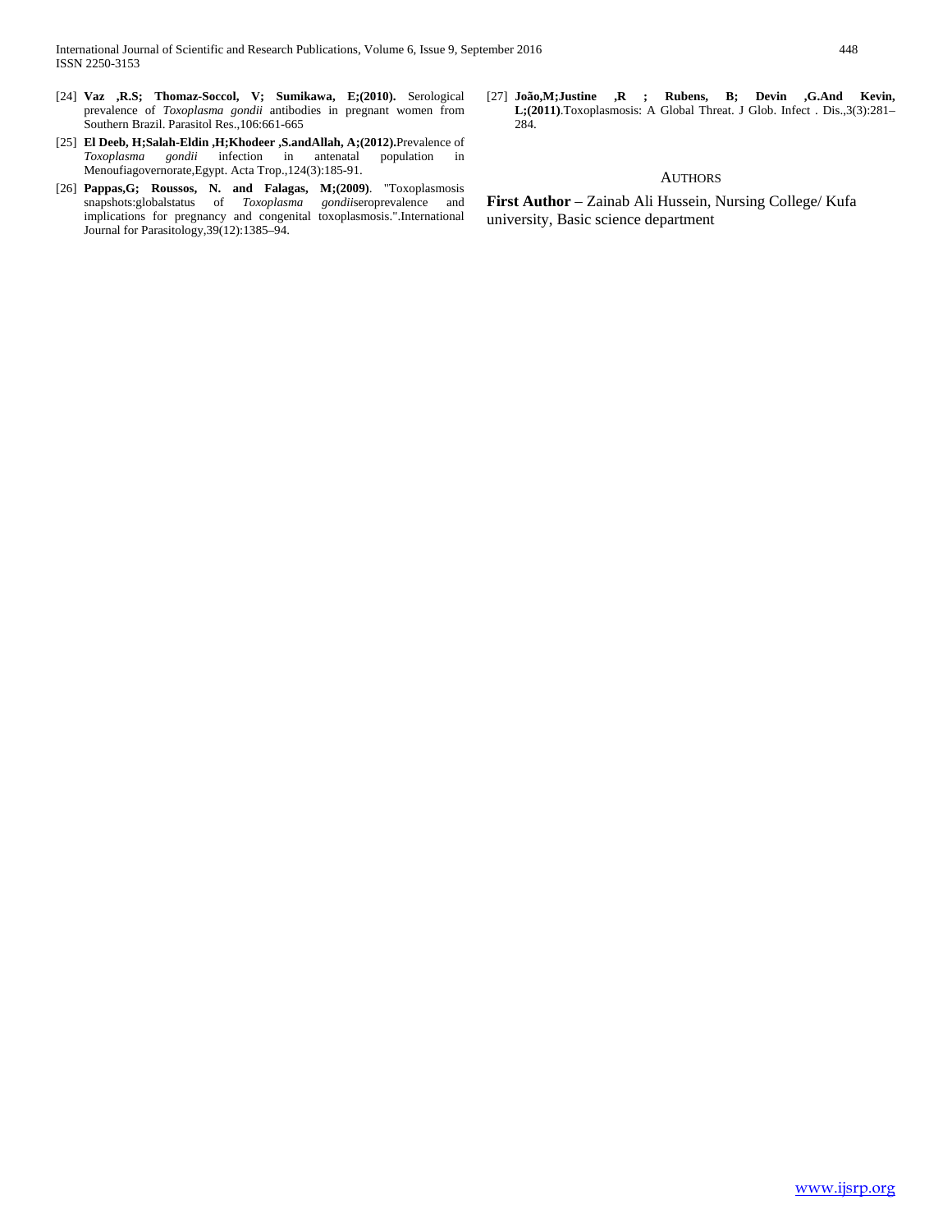[24] **Vaz ,R.S; Thomaz-Soccol, V; Sumikawa, E;(2010).** Serological prevalence of *Toxoplasma gondii* antibodies in pregnant women from Southern Brazil. Parasitol Res.,106:661-665

[25] **El Deeb, H;Salah-Eldin ,H;Khodeer ,S.andAllah, A;(2012).**Prevalence of *Toxoplasma gondii* infection in antenatal population in Menoufiagovernorate,Egypt. Acta Trop.,124(3):185-91.

[26] **Pappas,G; Roussos, N. and Falagas, M;(2009)**. "Toxoplasmosis snapshots:globalstatus of *Toxoplasma gondii*seroprevalence and implications for pregnancy and congenital toxoplasmosis.".International Journal for Parasitology,39(12):1385–94.

[27] **João,M;Justine ,R ; Rubens, B; Devin ,G.And Kevin, L;(2011)**.Toxoplasmosis: A Global Threat. J Glob. Infect . Dis.,3(3):281–284.

## Authors

**First Author** – Zainab Ali Hussein, Nursing College/ Kufa university, Basic science department